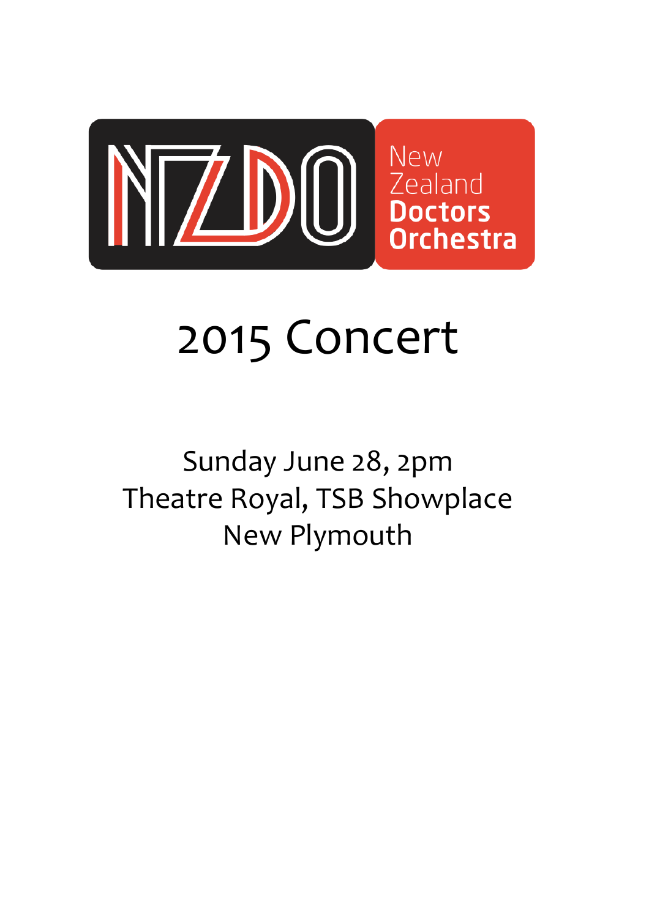NZDO

New Zealand **Doctors Orchestra**

# 2015 Concert

Sunday June 28, 2pm
Theatre Royal, TSB Showplace
New Plymouth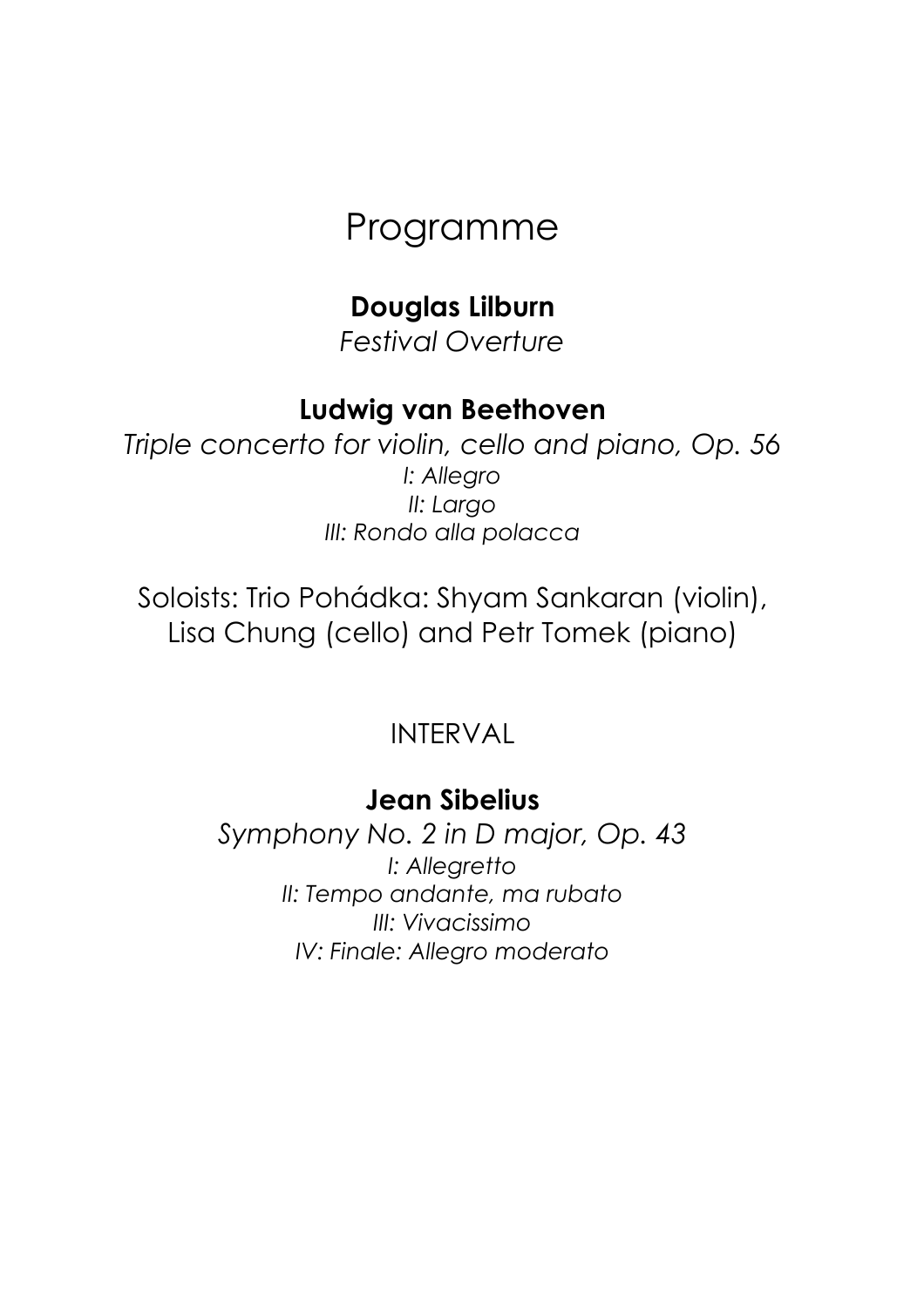# Programme

**Douglas Lilburn**
*Festival Overture*

**Ludwig van Beethoven**
*Triple concerto for violin, cello and piano, Op. 56*
*I: Allegro*
*II: Largo*
*III: Rondo alla polacca*

Soloists: Trio Pohádka: Shyam Sankaran (violin), Lisa Chung (cello) and Petr Tomek (piano)

INTERVAL

**Jean Sibelius**
*Symphony No. 2 in D major, Op. 43*
*I: Allegretto*
*II: Tempo andante, ma rubato*
*III: Vivacissimo*
*IV: Finale: Allegro moderato*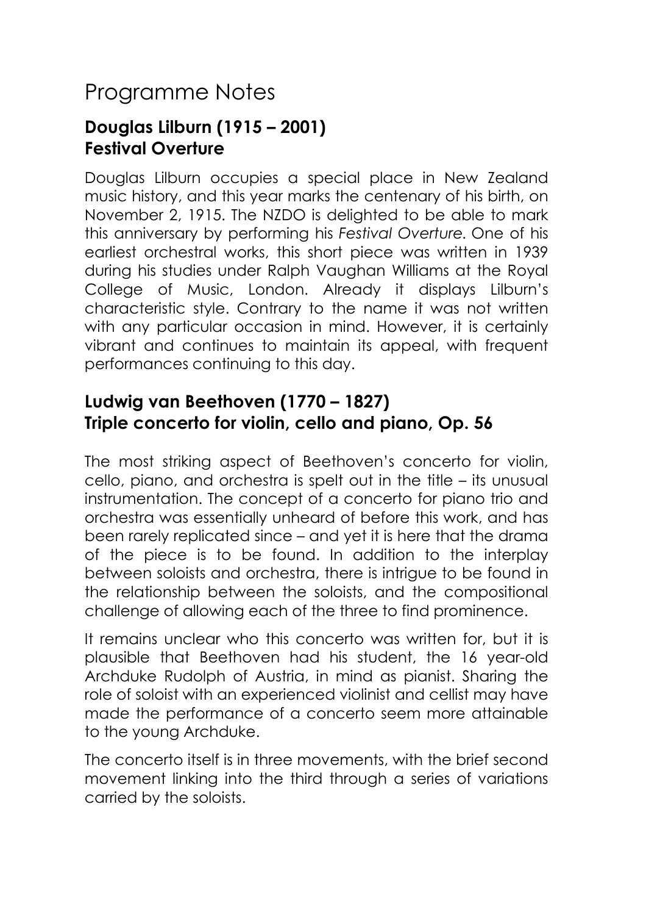# Programme Notes

## Douglas Lilburn (1915 – 2001)
## Festival Overture

Douglas Lilburn occupies a special place in New Zealand music history, and this year marks the centenary of his birth, on November 2, 1915. The NZDO is delighted to be able to mark this anniversary by performing his *Festival Overture*. One of his earliest orchestral works, this short piece was written in 1939 during his studies under Ralph Vaughan Williams at the Royal College of Music, London. Already it displays Lilburn's characteristic style. Contrary to the name it was not written with any particular occasion in mind. However, it is certainly vibrant and continues to maintain its appeal, with frequent performances continuing to this day.

## Ludwig van Beethoven (1770 – 1827)
## Triple concerto for violin, cello and piano, Op. 56

The most striking aspect of Beethoven's concerto for violin, cello, piano, and orchestra is spelt out in the title – its unusual instrumentation. The concept of a concerto for piano trio and orchestra was essentially unheard of before this work, and has been rarely replicated since – and yet it is here that the drama of the piece is to be found. In addition to the interplay between soloists and orchestra, there is intrigue to be found in the relationship between the soloists, and the compositional challenge of allowing each of the three to find prominence.

It remains unclear who this concerto was written for, but it is plausible that Beethoven had his student, the 16 year-old Archduke Rudolph of Austria, in mind as pianist. Sharing the role of soloist with an experienced violinist and cellist may have made the performance of a concerto seem more attainable to the young Archduke.

The concerto itself is in three movements, with the brief second movement linking into the third through a series of variations carried by the soloists.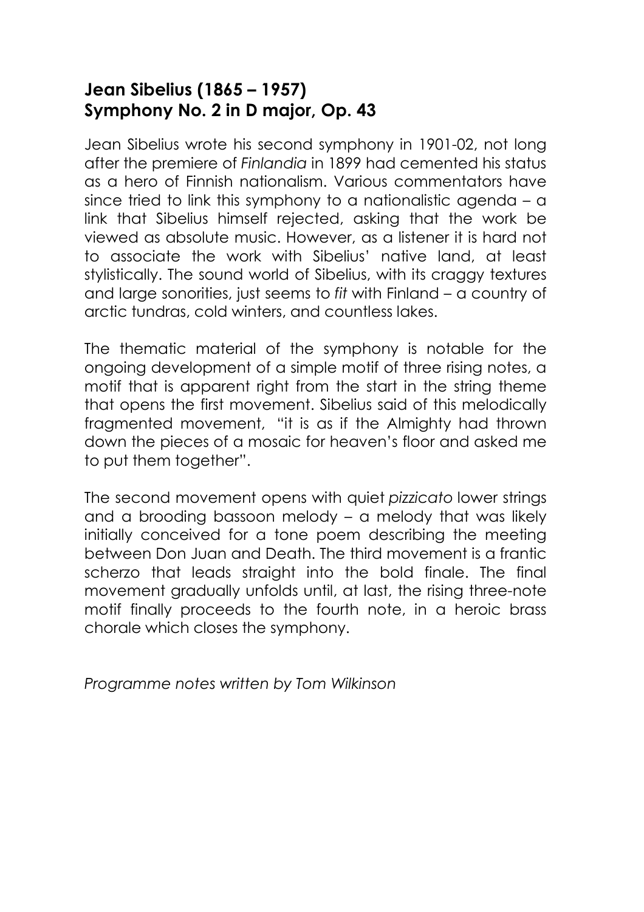## Jean Sibelius (1865 – 1957)
## Symphony No. 2 in D major, Op. 43

Jean Sibelius wrote his second symphony in 1901-02, not long after the premiere of *Finlandia* in 1899 had cemented his status as a hero of Finnish nationalism. Various commentators have since tried to link this symphony to a nationalistic agenda – a link that Sibelius himself rejected, asking that the work be viewed as absolute music. However, as a listener it is hard not to associate the work with Sibelius' native land, at least stylistically. The sound world of Sibelius, with its craggy textures and large sonorities, just seems to *fit* with Finland – a country of arctic tundras, cold winters, and countless lakes.

The thematic material of the symphony is notable for the ongoing development of a simple motif of three rising notes, a motif that is apparent right from the start in the string theme that opens the first movement. Sibelius said of this melodically fragmented movement, "it is as if the Almighty had thrown down the pieces of a mosaic for heaven's floor and asked me to put them together".

The second movement opens with quiet *pizzicato* lower strings and a brooding bassoon melody – a melody that was likely initially conceived for a tone poem describing the meeting between Don Juan and Death. The third movement is a frantic scherzo that leads straight into the bold finale. The final movement gradually unfolds until, at last, the rising three-note motif finally proceeds to the fourth note, in a heroic brass chorale which closes the symphony.

*Programme notes written by Tom Wilkinson*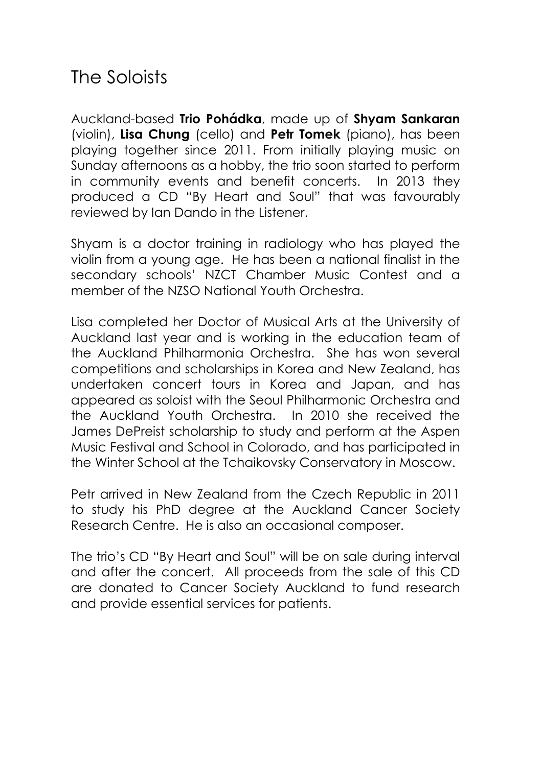# The Soloists

Auckland-based **Trio Pohádka**, made up of **Shyam Sankaran** (violin), **Lisa Chung** (cello) and **Petr Tomek** (piano), has been playing together since 2011. From initially playing music on Sunday afternoons as a hobby, the trio soon started to perform in community events and benefit concerts. In 2013 they produced a CD "By Heart and Soul" that was favourably reviewed by Ian Dando in the Listener.

Shyam is a doctor training in radiology who has played the violin from a young age. He has been a national finalist in the secondary schools' NZCT Chamber Music Contest and a member of the NZSO National Youth Orchestra.

Lisa completed her Doctor of Musical Arts at the University of Auckland last year and is working in the education team of the Auckland Philharmonia Orchestra. She has won several competitions and scholarships in Korea and New Zealand, has undertaken concert tours in Korea and Japan, and has appeared as soloist with the Seoul Philharmonic Orchestra and the Auckland Youth Orchestra. In 2010 she received the James DePreist scholarship to study and perform at the Aspen Music Festival and School in Colorado, and has participated in the Winter School at the Tchaikovsky Conservatory in Moscow.

Petr arrived in New Zealand from the Czech Republic in 2011 to study his PhD degree at the Auckland Cancer Society Research Centre. He is also an occasional composer.

The trio's CD "By Heart and Soul" will be on sale during interval and after the concert. All proceeds from the sale of this CD are donated to Cancer Society Auckland to fund research and provide essential services for patients.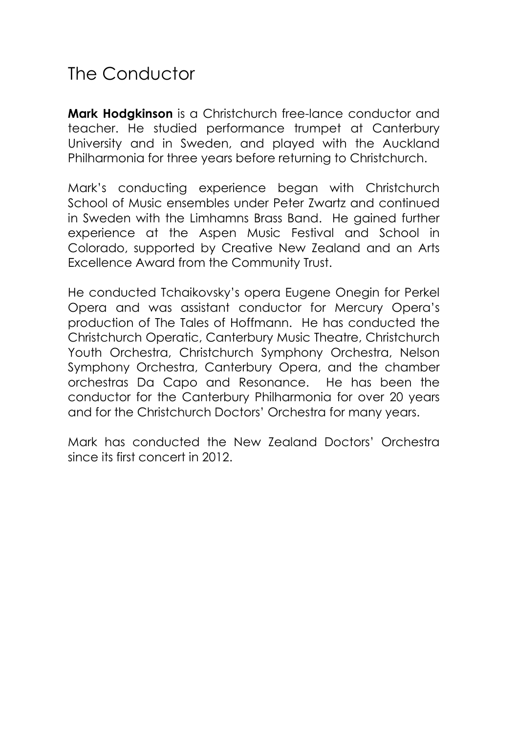# The Conductor

**Mark Hodgkinson** is a Christchurch free-lance conductor and teacher. He studied performance trumpet at Canterbury University and in Sweden, and played with the Auckland Philharmonia for three years before returning to Christchurch.

Mark's conducting experience began with Christchurch School of Music ensembles under Peter Zwartz and continued in Sweden with the Limhamns Brass Band. He gained further experience at the Aspen Music Festival and School in Colorado, supported by Creative New Zealand and an Arts Excellence Award from the Community Trust.

He conducted Tchaikovsky's opera Eugene Onegin for Perkel Opera and was assistant conductor for Mercury Opera's production of The Tales of Hoffmann. He has conducted the Christchurch Operatic, Canterbury Music Theatre, Christchurch Youth Orchestra, Christchurch Symphony Orchestra, Nelson Symphony Orchestra, Canterbury Opera, and the chamber orchestras Da Capo and Resonance. He has been the conductor for the Canterbury Philharmonia for over 20 years and for the Christchurch Doctors' Orchestra for many years.

Mark has conducted the New Zealand Doctors' Orchestra since its first concert in 2012.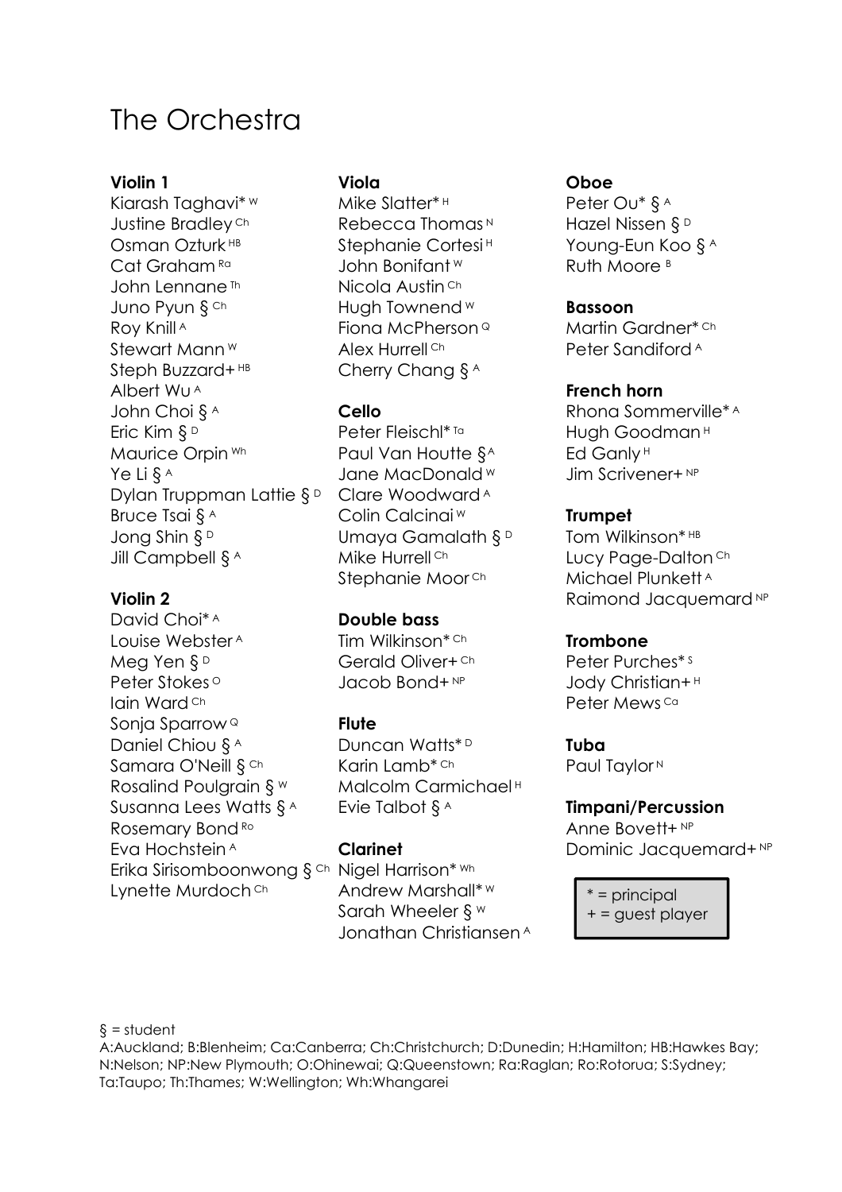# The Orchestra

**Violin 1**
Kiarash Taghavi* [W]
Justine Bradley [Ch]
Osman Ozturk [HB]
Cat Graham [Ra]
John Lennane [Th]
Juno Pyun § [Ch]
Roy Knill [A]
Stewart Mann [W]
Steph Buzzard+ [HB]
Albert Wu [A]
John Choi § [A]
Eric Kim § [D]
Maurice Orpin [Wh]
Ye Li § [A]
Dylan Truppman Lattie § [D]
Bruce Tsai § [A]
Jong Shin § [D]
Jill Campbell § [A]

**Violin 2**
David Choi* [A]
Louise Webster [A]
Meg Yen § [D]
Peter Stokes [O]
Iain Ward [Ch]
Sonja Sparrow [Q]
Daniel Chiou § [A]
Samara O'Neill § [Ch]
Rosalind Poulgrain § [W]
Susanna Lees Watts § [A]
Rosemary Bond [Ro]
Eva Hochstein [A]
Erika Sirisomboonwong § [Ch]
Lynette Murdoch [Ch]

**Viola**
Mike Slatter* [H]
Rebecca Thomas [N]
Stephanie Cortesi [H]
John Bonifant [W]
Nicola Austin [Ch]
Hugh Townend [W]
Fiona McPherson [Q]
Alex Hurrell [Ch]
Cherry Chang § [A]

**Cello**
Peter Fleischl* [Ta]
Paul Van Houtte § [A]
Jane MacDonald [W]
Clare Woodward [A]
Colin Calcinai [W]
Umaya Gamalath § [D]
Mike Hurrell [Ch]
Stephanie Moor [Ch]

**Double bass**
Tim Wilkinson* [Ch]
Gerald Oliver+ [Ch]
Jacob Bond+ [NP]

**Flute**
Duncan Watts* [D]
Karin Lamb* [Ch]
Malcolm Carmichael [H]
Evie Talbot § [A]

**Clarinet**
Nigel Harrison* [Wh]
Andrew Marshall* [W]
Sarah Wheeler § [W]
Jonathan Christiansen [A]

**Oboe**
Peter Ou* § [A]
Hazel Nissen § [D]
Young-Eun Koo § [A]
Ruth Moore [B]

**Bassoon**
Martin Gardner* [Ch]
Peter Sandiford [A]

**French horn**
Rhona Sommerville* [A]
Hugh Goodman [H]
Ed Ganly [H]
Jim Scrivener+ [NP]

**Trumpet**
Tom Wilkinson* [HB]
Lucy Page-Dalton [Ch]
Michael Plunkett [A]
Raimond Jacquemard [NP]

**Trombone**
Peter Purches* [S]
Jody Christian+ [H]
Peter Mews [Ca]

**Tuba**
Paul Taylor [N]

**Timpani/Percussion**
Anne Bovett+ [NP]
Dominic Jacquemard+ [NP]

* = principal
+ = guest player

§ = student

A:Auckland; B:Blenheim; Ca:Canberra; Ch:Christchurch; D:Dunedin; H:Hamilton; HB:Hawkes Bay; N:Nelson; NP:New Plymouth; O:Ohinewai; Q:Queenstown; Ra:Raglan; Ro:Rotorua; S:Sydney; Ta:Taupo; Th:Thames; W:Wellington; Wh:Whangarei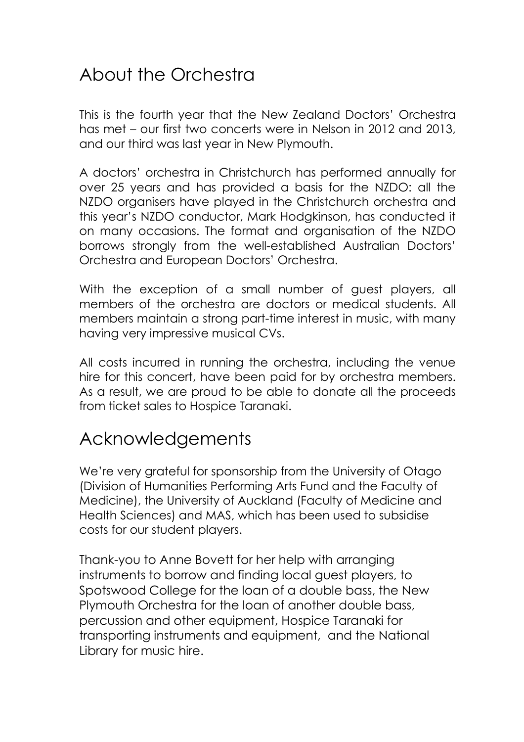## About the Orchestra

This is the fourth year that the New Zealand Doctors' Orchestra has met – our first two concerts were in Nelson in 2012 and 2013, and our third was last year in New Plymouth.

A doctors' orchestra in Christchurch has performed annually for over 25 years and has provided a basis for the NZDO: all the NZDO organisers have played in the Christchurch orchestra and this year's NZDO conductor, Mark Hodgkinson, has conducted it on many occasions. The format and organisation of the NZDO borrows strongly from the well-established Australian Doctors' Orchestra and European Doctors' Orchestra.

With the exception of a small number of guest players, all members of the orchestra are doctors or medical students. All members maintain a strong part-time interest in music, with many having very impressive musical CVs.

All costs incurred in running the orchestra, including the venue hire for this concert, have been paid for by orchestra members. As a result, we are proud to be able to donate all the proceeds from ticket sales to Hospice Taranaki.

## Acknowledgements

We're very grateful for sponsorship from the University of Otago (Division of Humanities Performing Arts Fund and the Faculty of Medicine), the University of Auckland (Faculty of Medicine and Health Sciences) and MAS, which has been used to subsidise costs for our student players.

Thank-you to Anne Bovett for her help with arranging instruments to borrow and finding local guest players, to Spotswood College for the loan of a double bass, the New Plymouth Orchestra for the loan of another double bass, percussion and other equipment, Hospice Taranaki for transporting instruments and equipment, and the National Library for music hire.